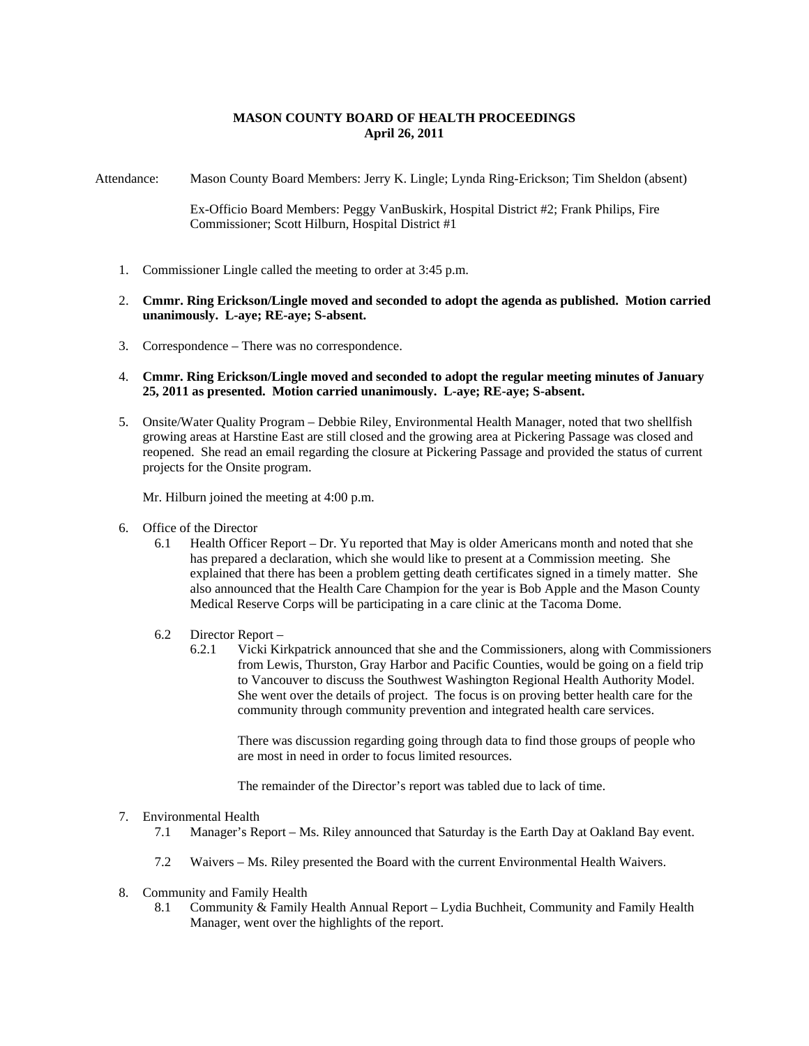**MASON COUNTY BOARD OF HEALTH PROCEEDINGS**
**April 26, 2011**

Attendance: Mason County Board Members: Jerry K. Lingle; Lynda Ring-Erickson; Tim Sheldon (absent)

Ex-Officio Board Members: Peggy VanBuskirk, Hospital District #2; Frank Philips, Fire Commissioner; Scott Hilburn, Hospital District #1

1. Commissioner Lingle called the meeting to order at 3:45 p.m.

2. **Cmmr. Ring Erickson/Lingle moved and seconded to adopt the agenda as published. Motion carried unanimously. L-aye; RE-aye; S-absent.**

3. Correspondence – There was no correspondence.

4. **Cmmr. Ring Erickson/Lingle moved and seconded to adopt the regular meeting minutes of January 25, 2011 as presented. Motion carried unanimously. L-aye; RE-aye; S-absent.**

5. Onsite/Water Quality Program – Debbie Riley, Environmental Health Manager, noted that two shellfish growing areas at Harstine East are still closed and the growing area at Pickering Passage was closed and reopened. She read an email regarding the closure at Pickering Passage and provided the status of current projects for the Onsite program.

   Mr. Hilburn joined the meeting at 4:00 p.m.

6. Office of the Director
   - 6.1 Health Officer Report – Dr. Yu reported that May is older Americans month and noted that she has prepared a declaration, which she would like to present at a Commission meeting. She explained that there has been a problem getting death certificates signed in a timely matter. She also announced that the Health Care Champion for the year is Bob Apple and the Mason County Medical Reserve Corps will be participating in a care clinic at the Tacoma Dome.
   - 6.2 Director Report –
     - 6.2.1 Vicki Kirkpatrick announced that she and the Commissioners, along with Commissioners from Lewis, Thurston, Gray Harbor and Pacific Counties, would be going on a field trip to Vancouver to discuss the Southwest Washington Regional Health Authority Model. She went over the details of project. The focus is on proving better health care for the community through community prevention and integrated health care services.

       There was discussion regarding going through data to find those groups of people who are most in need in order to focus limited resources.

       The remainder of the Director's report was tabled due to lack of time.

7. Environmental Health
   - 7.1 Manager's Report – Ms. Riley announced that Saturday is the Earth Day at Oakland Bay event.
   - 7.2 Waivers – Ms. Riley presented the Board with the current Environmental Health Waivers.

8. Community and Family Health
   - 8.1 Community & Family Health Annual Report – Lydia Buchheit, Community and Family Health Manager, went over the highlights of the report.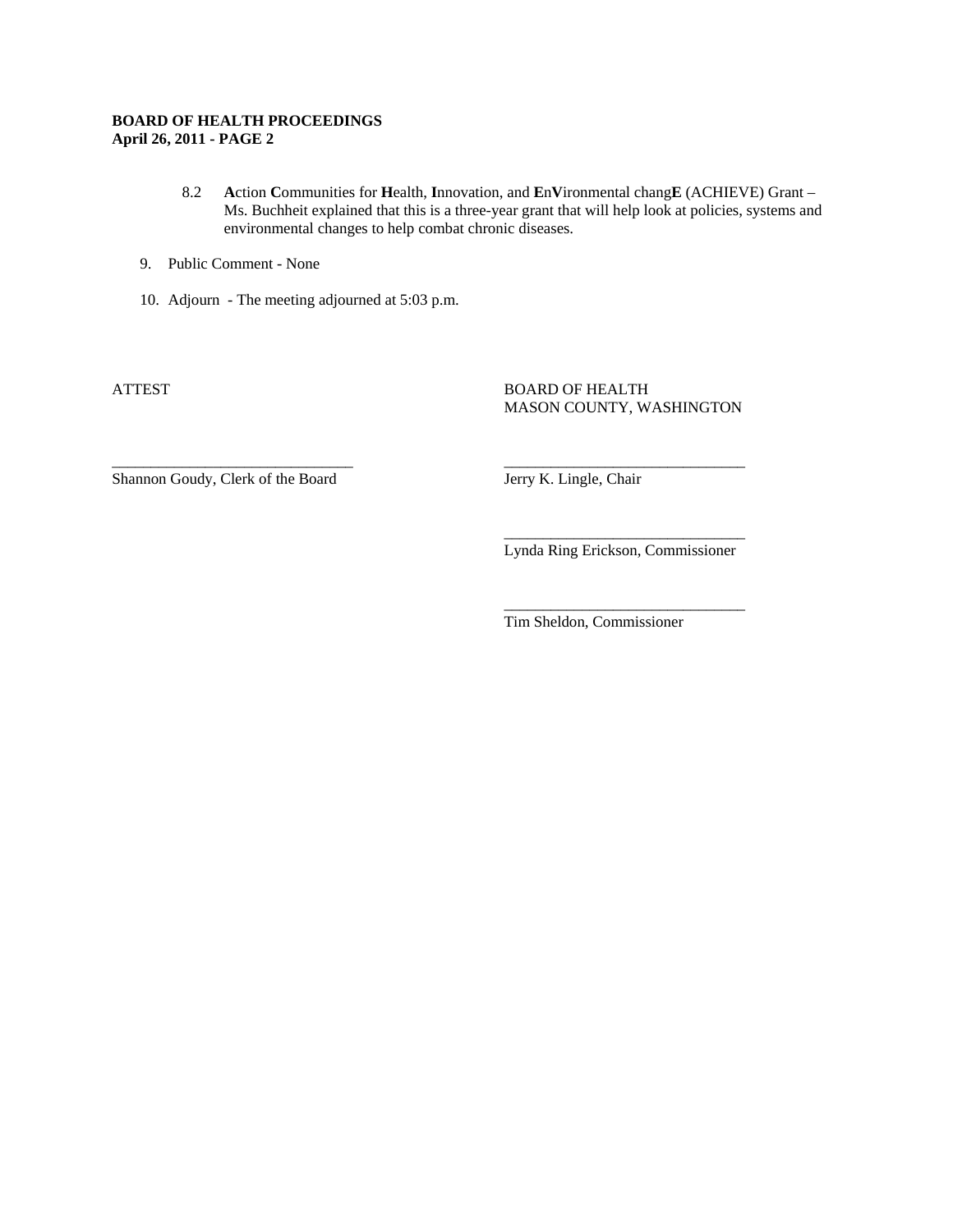**BOARD OF HEALTH PROCEEDINGS**
**April 26, 2011 - PAGE 2**

8.2 **A**ction **C**ommunities for **H**ealth, **I**nnovation, and **E**n**V**ironmental chang**E** (ACHIEVE) Grant – Ms. Buchheit explained that this is a three-year grant that will help look at policies, systems and environmental changes to help combat chronic diseases.

9. Public Comment - None

10. Adjourn - The meeting adjourned at 5:03 p.m.

ATTEST

BOARD OF HEALTH
MASON COUNTY, WASHINGTON

_______________________________
Shannon Goudy, Clerk of the Board

_______________________________
Jerry K. Lingle, Chair

_______________________________
Lynda Ring Erickson, Commissioner

_______________________________
Tim Sheldon, Commissioner